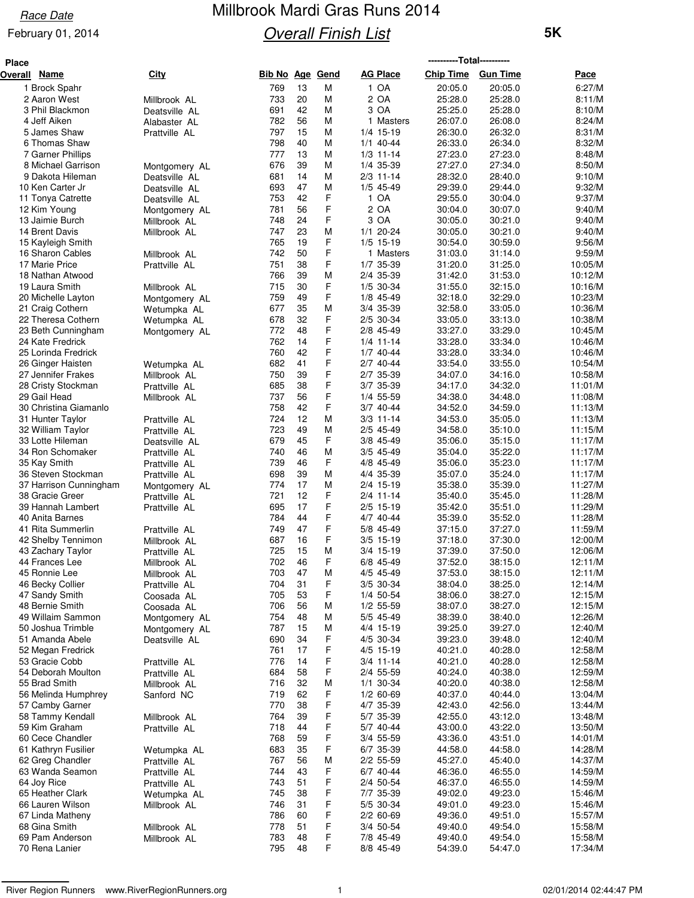Race Date

February 01, 2014

# Millbrook Mardi Gras Runs 2014

## Overall Finish List

**5K**

| Place Overall | Name | City | Bib No | Age | Gend | AG Place | Chip Time | Gun Time | Pace |
|---|---|---|---|---|---|---|---|---|---|
| 1 | Brock Spahr | | 769 | 13 | M | 1 OA | 20:05.0 | 20:05.0 | 6:27/M |
| 2 | Aaron West | Millbrook AL | 733 | 20 | M | 2 OA | 25:28.0 | 25:28.0 | 8:11/M |
| 3 | Phil Blackmon | Deatsville AL | 691 | 42 | M | 3 OA | 25:25.0 | 25:28.0 | 8:10/M |
| 4 | Jeff Aiken | Alabaster AL | 782 | 56 | M | 1 Masters | 26:07.0 | 26:08.0 | 8:24/M |
| 5 | James Shaw | Prattville AL | 797 | 15 | M | 1/4 15-19 | 26:30.0 | 26:32.0 | 8:31/M |
| 6 | Thomas Shaw | | 798 | 40 | M | 1/1 40-44 | 26:33.0 | 26:34.0 | 8:32/M |
| 7 | Garner Phillips | | 777 | 13 | M | 1/3 11-14 | 27:23.0 | 27:23.0 | 8:48/M |
| 8 | Michael Garrison | Montgomery AL | 676 | 39 | M | 1/4 35-39 | 27:27.0 | 27:34.0 | 8:50/M |
| 9 | Dakota Hileman | Deatsville AL | 681 | 14 | M | 2/3 11-14 | 28:32.0 | 28:40.0 | 9:10/M |
| 10 | Ken Carter Jr | Deatsville AL | 693 | 47 | M | 1/5 45-49 | 29:39.0 | 29:44.0 | 9:32/M |
| 11 | Tonya Catrette | Deatsville AL | 753 | 42 | F | 1 OA | 29:55.0 | 30:04.0 | 9:37/M |
| 12 | Kim Young | Montgomery AL | 781 | 56 | F | 2 OA | 30:04.0 | 30:07.0 | 9:40/M |
| 13 | Jaimie Burch | Millbrook AL | 748 | 24 | F | 3 OA | 30:05.0 | 30:21.0 | 9:40/M |
| 14 | Brent Davis | Millbrook AL | 747 | 23 | M | 1/1 20-24 | 30:05.0 | 30:21.0 | 9:40/M |
| 15 | Kayleigh Smith | | 765 | 19 | F | 1/5 15-19 | 30:54.0 | 30:59.0 | 9:56/M |
| 16 | Sharon Cables | Millbrook AL | 742 | 50 | F | 1 Masters | 31:03.0 | 31:14.0 | 9:59/M |
| 17 | Marie Price | Prattville AL | 751 | 38 | F | 1/7 35-39 | 31:20.0 | 31:25.0 | 10:05/M |
| 18 | Nathan Atwood | | 766 | 39 | M | 2/4 35-39 | 31:42.0 | 31:53.0 | 10:12/M |
| 19 | Laura Smith | Millbrook AL | 715 | 30 | F | 1/5 30-34 | 31:55.0 | 32:15.0 | 10:16/M |
| 20 | Michelle Layton | Montgomery AL | 759 | 49 | F | 1/8 45-49 | 32:18.0 | 32:29.0 | 10:23/M |
| 21 | Craig Cothern | Wetumpka AL | 677 | 35 | M | 3/4 35-39 | 32:58.0 | 33:05.0 | 10:36/M |
| 22 | Theresa Cothern | Wetumpka AL | 678 | 32 | F | 2/5 30-34 | 33:05.0 | 33:13.0 | 10:38/M |
| 23 | Beth Cunningham | Montgomery AL | 772 | 48 | F | 2/8 45-49 | 33:27.0 | 33:29.0 | 10:45/M |
| 24 | Kate Fredrick | | 762 | 14 | F | 1/4 11-14 | 33:28.0 | 33:34.0 | 10:46/M |
| 25 | Lorinda Fredrick | | 760 | 42 | F | 1/7 40-44 | 33:28.0 | 33:34.0 | 10:46/M |
| 26 | Ginger Haisten | Wetumpka AL | 682 | 41 | F | 2/7 40-44 | 33:54.0 | 33:55.0 | 10:54/M |
| 27 | Jennifer Frakes | Millbrook AL | 750 | 39 | F | 2/7 35-39 | 34:07.0 | 34:16.0 | 10:58/M |
| 28 | Cristy Stockman | Prattville AL | 685 | 38 | F | 3/7 35-39 | 34:17.0 | 34:32.0 | 11:01/M |
| 29 | Gail Head | Millbrook AL | 737 | 56 | F | 1/4 55-59 | 34:38.0 | 34:48.0 | 11:08/M |
| 30 | Christina Giamanlo | | 758 | 42 | F | 3/7 40-44 | 34:52.0 | 34:59.0 | 11:13/M |
| 31 | Hunter Taylor | Prattville AL | 724 | 12 | M | 3/3 11-14 | 34:53.0 | 35:05.0 | 11:13/M |
| 32 | William Taylor | Prattville AL | 723 | 49 | M | 2/5 45-49 | 34:58.0 | 35:10.0 | 11:15/M |
| 33 | Lotte Hileman | Deatsville AL | 679 | 45 | F | 3/8 45-49 | 35:06.0 | 35:15.0 | 11:17/M |
| 34 | Ron Schomaker | Prattville AL | 740 | 46 | M | 3/5 45-49 | 35:04.0 | 35:22.0 | 11:17/M |
| 35 | Kay Smith | Prattville AL | 739 | 46 | F | 4/8 45-49 | 35:06.0 | 35:23.0 | 11:17/M |
| 36 | Steven Stockman | Prattville AL | 698 | 39 | M | 4/4 35-39 | 35:07.0 | 35:24.0 | 11:17/M |
| 37 | Harrison Cunningham | Montgomery AL | 774 | 17 | M | 2/4 15-19 | 35:38.0 | 35:39.0 | 11:27/M |
| 38 | Gracie Greer | Prattville AL | 721 | 12 | F | 2/4 11-14 | 35:40.0 | 35:45.0 | 11:28/M |
| 39 | Hannah Lambert | Prattville AL | 695 | 17 | F | 2/5 15-19 | 35:42.0 | 35:51.0 | 11:29/M |
| 40 | Anita Barnes | | 784 | 44 | F | 4/7 40-44 | 35:39.0 | 35:52.0 | 11:28/M |
| 41 | Rita Summerlin | Prattville AL | 749 | 47 | F | 5/8 45-49 | 37:15.0 | 37:27.0 | 11:59/M |
| 42 | Shelby Tennimon | Millbrook AL | 687 | 16 | F | 3/5 15-19 | 37:18.0 | 37:30.0 | 12:00/M |
| 43 | Zachary Taylor | Prattville AL | 725 | 15 | M | 3/4 15-19 | 37:39.0 | 37:50.0 | 12:06/M |
| 44 | Frances Lee | Millbrook AL | 702 | 46 | F | 6/8 45-49 | 37:52.0 | 38:15.0 | 12:11/M |
| 45 | Ronnie Lee | Millbrook AL | 703 | 47 | M | 4/5 45-49 | 37:53.0 | 38:15.0 | 12:11/M |
| 46 | Becky Collier | Prattville AL | 704 | 31 | F | 3/5 30-34 | 38:04.0 | 38:25.0 | 12:14/M |
| 47 | Sandy Smith | Coosada AL | 705 | 53 | F | 1/4 50-54 | 38:06.0 | 38:27.0 | 12:15/M |
| 48 | Bernie Smith | Coosada AL | 706 | 56 | M | 1/2 55-59 | 38:07.0 | 38:27.0 | 12:15/M |
| 49 | Willaim Sammon | Montgomery AL | 754 | 48 | M | 5/5 45-49 | 38:39.0 | 38:40.0 | 12:26/M |
| 50 | Joshua Trimble | Montgomery AL | 787 | 15 | M | 4/4 15-19 | 39:25.0 | 39:27.0 | 12:40/M |
| 51 | Amanda Abele | Deatsville AL | 690 | 34 | F | 4/5 30-34 | 39:23.0 | 39:48.0 | 12:40/M |
| 52 | Megan Fredrick | | 761 | 17 | F | 4/5 15-19 | 40:21.0 | 40:28.0 | 12:58/M |
| 53 | Gracie Cobb | Prattville AL | 776 | 14 | F | 3/4 11-14 | 40:21.0 | 40:28.0 | 12:58/M |
| 54 | Deborah Moulton | Prattville AL | 684 | 58 | F | 2/4 55-59 | 40:24.0 | 40:38.0 | 12:59/M |
| 55 | Brad Smith | Millbrook AL | 716 | 32 | M | 1/1 30-34 | 40:20.0 | 40:38.0 | 12:58/M |
| 56 | Melinda Humphrey | Sanford NC | 719 | 62 | F | 1/2 60-69 | 40:37.0 | 40:44.0 | 13:04/M |
| 57 | Camby Garner | | 770 | 38 | F | 4/7 35-39 | 42:43.0 | 42:56.0 | 13:44/M |
| 58 | Tammy Kendall | Millbrook AL | 764 | 39 | F | 5/7 35-39 | 42:55.0 | 43:12.0 | 13:48/M |
| 59 | Kim Graham | Prattville AL | 718 | 44 | F | 5/7 40-44 | 43:00.0 | 43:22.0 | 13:50/M |
| 60 | Cece Chandler | | 768 | 59 | F | 3/4 55-59 | 43:36.0 | 43:51.0 | 14:01/M |
| 61 | Kathryn Fusilier | Wetumpka AL | 683 | 35 | F | 6/7 35-39 | 44:58.0 | 44:58.0 | 14:28/M |
| 62 | Greg Chandler | Prattville AL | 767 | 56 | M | 2/2 55-59 | 45:27.0 | 45:40.0 | 14:37/M |
| 63 | Wanda Seamon | Prattville AL | 744 | 43 | F | 6/7 40-44 | 46:36.0 | 46:55.0 | 14:59/M |
| 64 | Joy Rice | Prattville AL | 743 | 51 | F | 2/4 50-54 | 46:37.0 | 46:55.0 | 14:59/M |
| 65 | Heather Clark | Wetumpka AL | 745 | 38 | F | 7/7 35-39 | 49:02.0 | 49:23.0 | 15:46/M |
| 66 | Lauren Wilson | Millbrook AL | 746 | 31 | F | 5/5 30-34 | 49:01.0 | 49:23.0 | 15:46/M |
| 67 | Linda Matheny | | 786 | 60 | F | 2/2 60-69 | 49:36.0 | 49:51.0 | 15:57/M |
| 68 | Gina Smith | Millbrook AL | 778 | 51 | F | 3/4 50-54 | 49:40.0 | 49:54.0 | 15:58/M |
| 69 | Pam Anderson | Millbrook AL | 783 | 48 | F | 7/8 45-49 | 49:40.0 | 49:54.0 | 15:58/M |
| 70 | Rena Lanier | | 795 | 48 | F | 8/8 45-49 | 54:39.0 | 54:47.0 | 17:34/M |

River Region Runners www.RiverRegionRunners.org 02/01/2014 02:44:47 PM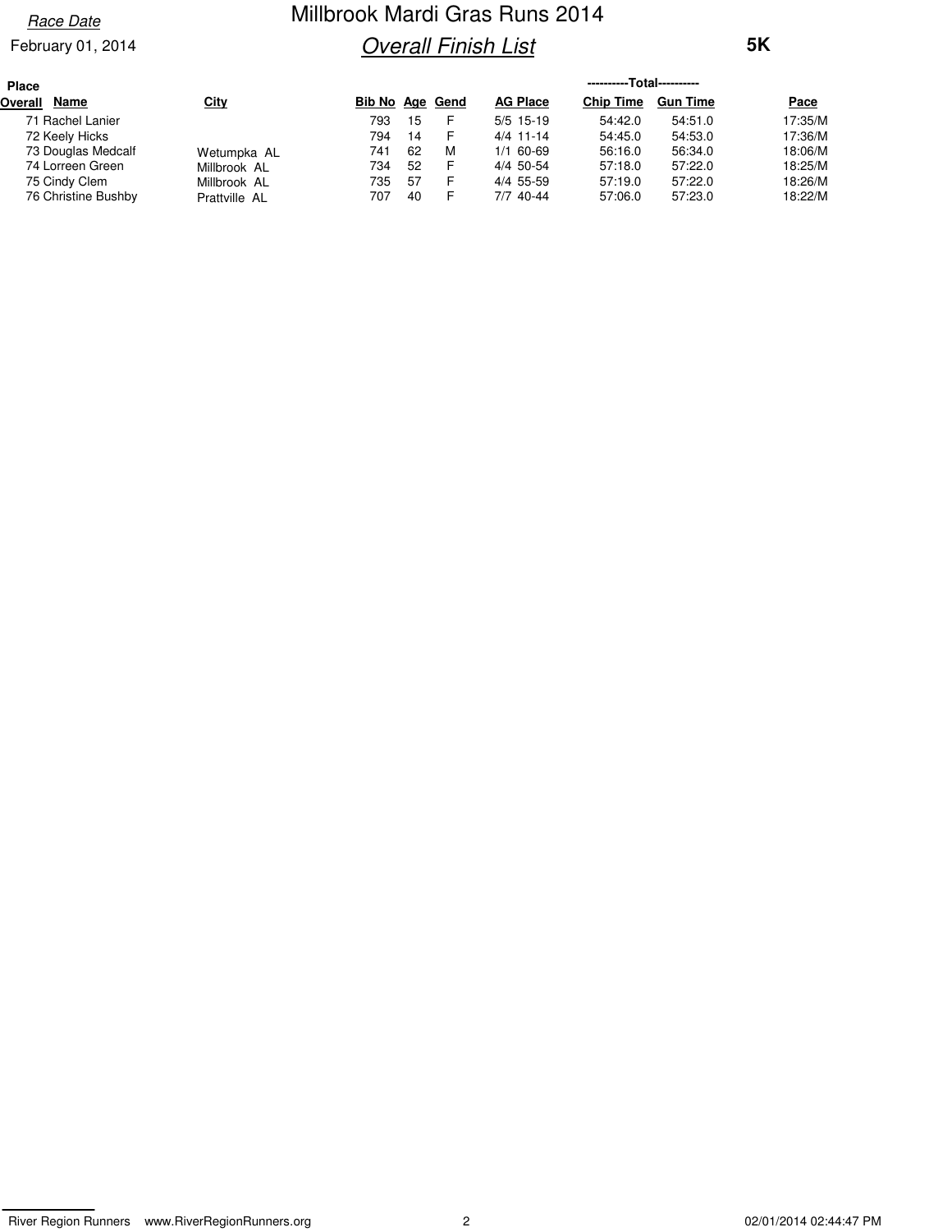Race Date

February 01, 2014

# Millbrook Mardi Gras Runs 2014

## Overall Finish List

**5K**

| Place Overall | Name | City | Bib No | Age | Gend | AG Place | Chip Time | Gun Time | Pace |
|---|---|---|---|---|---|---|---|---|---|
| 71 | Rachel Lanier | | 793 | 15 | F | 5/5 15-19 | 54:42.0 | 54:51.0 | 17:35/M |
| 72 | Keely Hicks | | 794 | 14 | F | 4/4 11-14 | 54:45.0 | 54:53.0 | 17:36/M |
| 73 | Douglas Medcalf | Wetumpka AL | 741 | 62 | M | 1/1 60-69 | 56:16.0 | 56:34.0 | 18:06/M |
| 74 | Lorreen Green | Millbrook AL | 734 | 52 | F | 4/4 50-54 | 57:18.0 | 57:22.0 | 18:25/M |
| 75 | Cindy Clem | Millbrook AL | 735 | 57 | F | 4/4 55-59 | 57:19.0 | 57:22.0 | 18:26/M |
| 76 | Christine Bushby | Prattville AL | 707 | 40 | F | 7/7 40-44 | 57:06.0 | 57:23.0 | 18:22/M |

Chip Time and Gun Time are listed under "Total".

River Region Runners www.RiverRegionRunners.org

02/01/2014 02:44:47 PM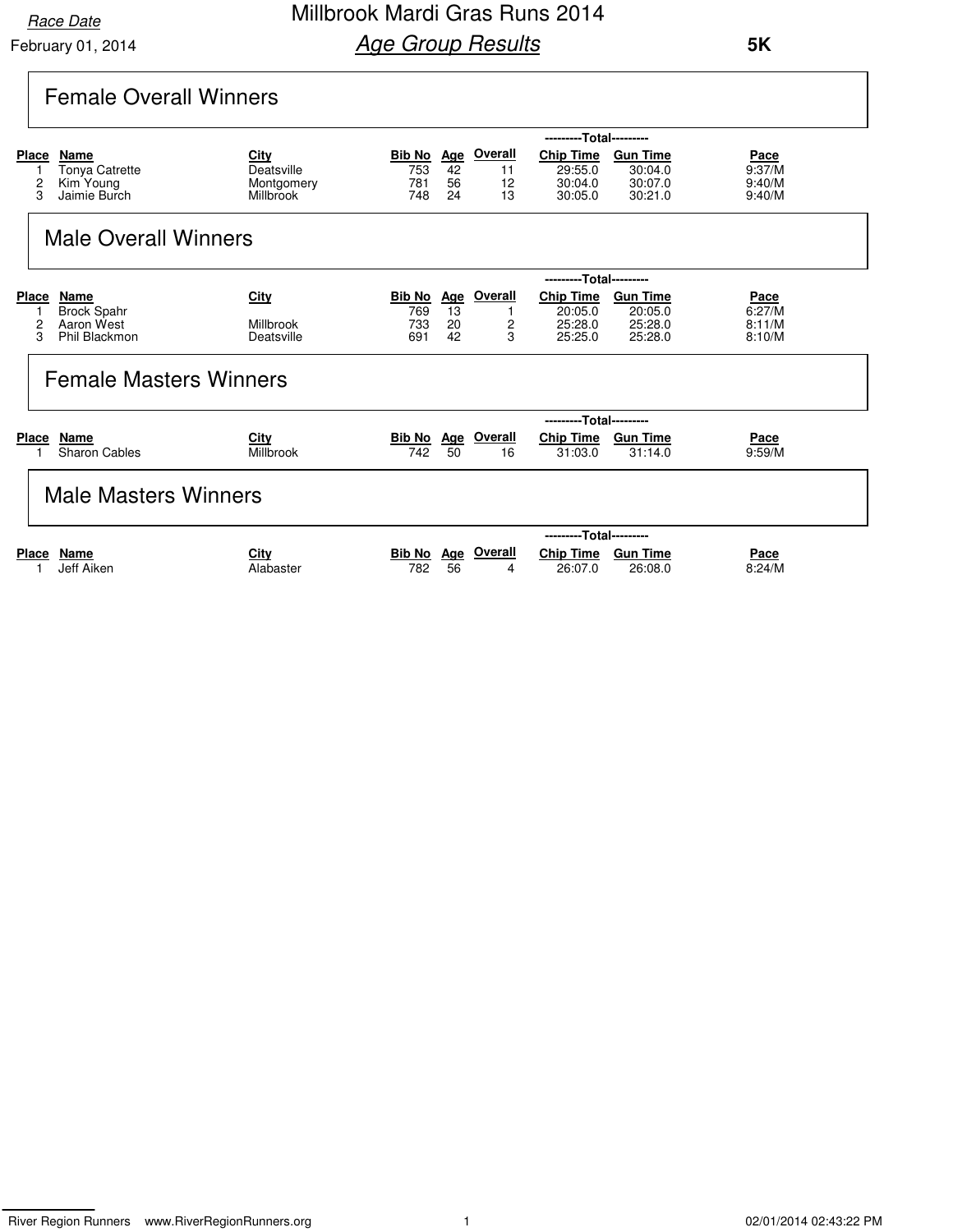Race Date

February 01, 2014

# Millbrook Mardi Gras Runs 2014

## *Age Group Results*

**5K**

## Female Overall Winners

| Place | Name | City | Bib No | Age | Overall | Chip Time (Total) | Gun Time (Total) | Pace |
|---|---|---|---|---|---|---|---|---|
| 1 | Tonya Catrette | Deatsville | 753 | 42 | 11 | 29:55.0 | 30:04.0 | 9:37/M |
| 2 | Kim Young | Montgomery | 781 | 56 | 12 | 30:04.0 | 30:07.0 | 9:40/M |
| 3 | Jaimie Burch | Millbrook | 748 | 24 | 13 | 30:05.0 | 30:21.0 | 9:40/M |

## Male Overall Winners

| Place | Name | City | Bib No | Age | Overall | Chip Time (Total) | Gun Time (Total) | Pace |
|---|---|---|---|---|---|---|---|---|
| 1 | Brock Spahr | | 769 | 13 | 1 | 20:05.0 | 20:05.0 | 6:27/M |
| 2 | Aaron West | Millbrook | 733 | 20 | 2 | 25:28.0 | 25:28.0 | 8:11/M |
| 3 | Phil Blackmon | Deatsville | 691 | 42 | 3 | 25:25.0 | 25:28.0 | 8:10/M |

## Female Masters Winners

| Place | Name | City | Bib No | Age | Overall | Chip Time (Total) | Gun Time (Total) | Pace |
|---|---|---|---|---|---|---|---|---|
| 1 | Sharon Cables | Millbrook | 742 | 50 | 16 | 31:03.0 | 31:14.0 | 9:59/M |

## Male Masters Winners

| Place | Name | City | Bib No | Age | Overall | Chip Time (Total) | Gun Time (Total) | Pace |
|---|---|---|---|---|---|---|---|---|
| 1 | Jeff Aiken | Alabaster | 782 | 56 | 4 | 26:07.0 | 26:08.0 | 8:24/M |

River Region Runners www.RiverRegionRunners.org 02/01/2014 02:43:22 PM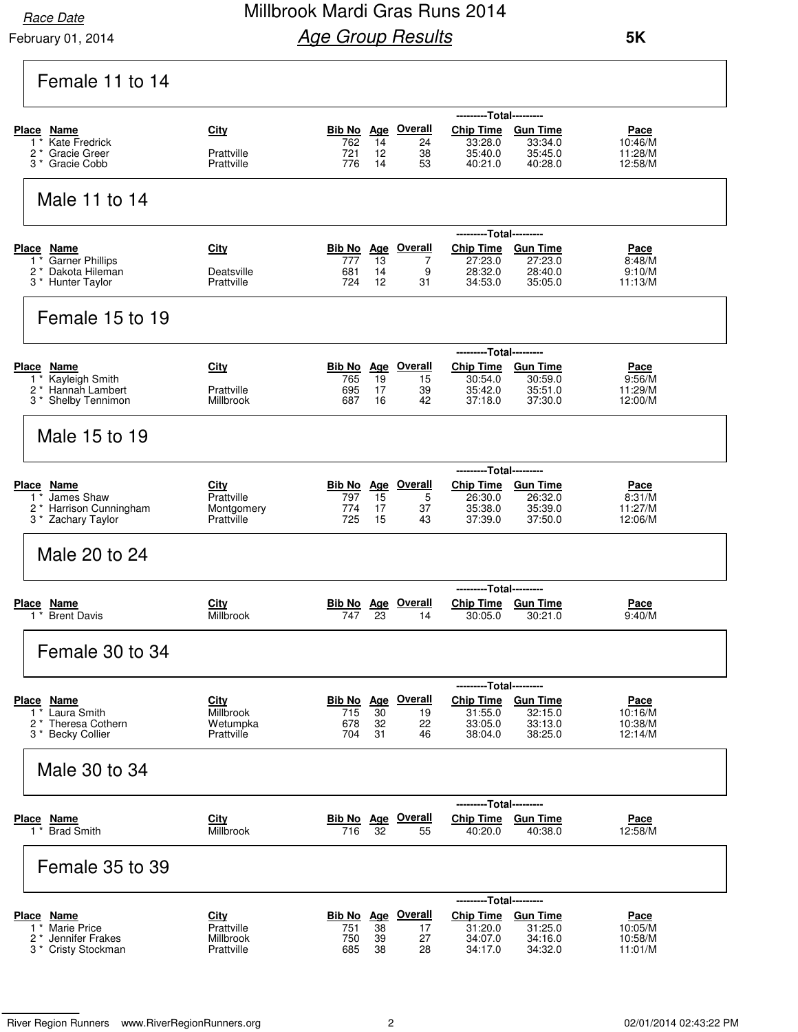Race Date

February 01, 2014

# Millbrook Mardi Gras Runs 2014

## Age Group Results

**5K**

### Female 11 to 14

| Place | Name | City | Bib No | Age | Overall | Chip Time | Gun Time | Pace |
|---|---|---|---|---|---|---|---|---|
| | | | | | | ---------Total--------- | | |
| 1 * | Kate Fredrick | | 762 | 14 | 24 | 33:28.0 | 33:34.0 | 10:46/M |
| 2 * | Gracie Greer | Prattville | 721 | 12 | 38 | 35:40.0 | 35:45.0 | 11:28/M |
| 3 * | Gracie Cobb | Prattville | 776 | 14 | 53 | 40:21.0 | 40:28.0 | 12:58/M |

### Male 11 to 14

| Place | Name | City | Bib No | Age | Overall | Chip Time | Gun Time | Pace |
|---|---|---|---|---|---|---|---|---|
| | | | | | | ---------Total--------- | | |
| 1 * | Garner Phillips | | 777 | 13 | 7 | 27:23.0 | 27:23.0 | 8:48/M |
| 2 * | Dakota Hileman | Deatsville | 681 | 14 | 9 | 28:32.0 | 28:40.0 | 9:10/M |
| 3 * | Hunter Taylor | Prattville | 724 | 12 | 31 | 34:53.0 | 35:05.0 | 11:13/M |

### Female 15 to 19

| Place | Name | City | Bib No | Age | Overall | Chip Time | Gun Time | Pace |
|---|---|---|---|---|---|---|---|---|
| | | | | | | ---------Total--------- | | |
| 1 * | Kayleigh Smith | | 765 | 19 | 15 | 30:54.0 | 30:59.0 | 9:56/M |
| 2 * | Hannah Lambert | Prattville | 695 | 17 | 39 | 35:42.0 | 35:51.0 | 11:29/M |
| 3 * | Shelby Tennimon | Millbrook | 687 | 16 | 42 | 37:18.0 | 37:30.0 | 12:00/M |

### Male 15 to 19

| Place | Name | City | Bib No | Age | Overall | Chip Time | Gun Time | Pace |
|---|---|---|---|---|---|---|---|---|
| | | | | | | ---------Total--------- | | |
| 1 * | James Shaw | Prattville | 797 | 15 | 5 | 26:30.0 | 26:32.0 | 8:31/M |
| 2 * | Harrison Cunningham | Montgomery | 774 | 17 | 37 | 35:38.0 | 35:39.0 | 11:27/M |
| 3 * | Zachary Taylor | Prattville | 725 | 15 | 43 | 37:39.0 | 37:50.0 | 12:06/M |

### Male 20 to 24

| Place | Name | City | Bib No | Age | Overall | Chip Time | Gun Time | Pace |
|---|---|---|---|---|---|---|---|---|
| | | | | | | ---------Total--------- | | |
| 1 * | Brent Davis | Millbrook | 747 | 23 | 14 | 30:05.0 | 30:21.0 | 9:40/M |

### Female 30 to 34

| Place | Name | City | Bib No | Age | Overall | Chip Time | Gun Time | Pace |
|---|---|---|---|---|---|---|---|---|
| | | | | | | ---------Total--------- | | |
| 1 * | Laura Smith | Millbrook | 715 | 30 | 19 | 31:55.0 | 32:15.0 | 10:16/M |
| 2 * | Theresa Cothern | Wetumpka | 678 | 32 | 22 | 33:05.0 | 33:13.0 | 10:38/M |
| 3 * | Becky Collier | Prattville | 704 | 31 | 46 | 38:04.0 | 38:25.0 | 12:14/M |

### Male 30 to 34

| Place | Name | City | Bib No | Age | Overall | Chip Time | Gun Time | Pace |
|---|---|---|---|---|---|---|---|---|
| | | | | | | ---------Total--------- | | |
| 1 * | Brad Smith | Millbrook | 716 | 32 | 55 | 40:20.0 | 40:38.0 | 12:58/M |

### Female 35 to 39

| Place | Name | City | Bib No | Age | Overall | Chip Time | Gun Time | Pace |
|---|---|---|---|---|---|---|---|---|
| | | | | | | ---------Total--------- | | |
| 1 * | Marie Price | Prattville | 751 | 38 | 17 | 31:20.0 | 31:25.0 | 10:05/M |
| 2 * | Jennifer Frakes | Millbrook | 750 | 39 | 27 | 34:07.0 | 34:16.0 | 10:58/M |
| 3 * | Cristy Stockman | Prattville | 685 | 38 | 28 | 34:17.0 | 34:32.0 | 11:01/M |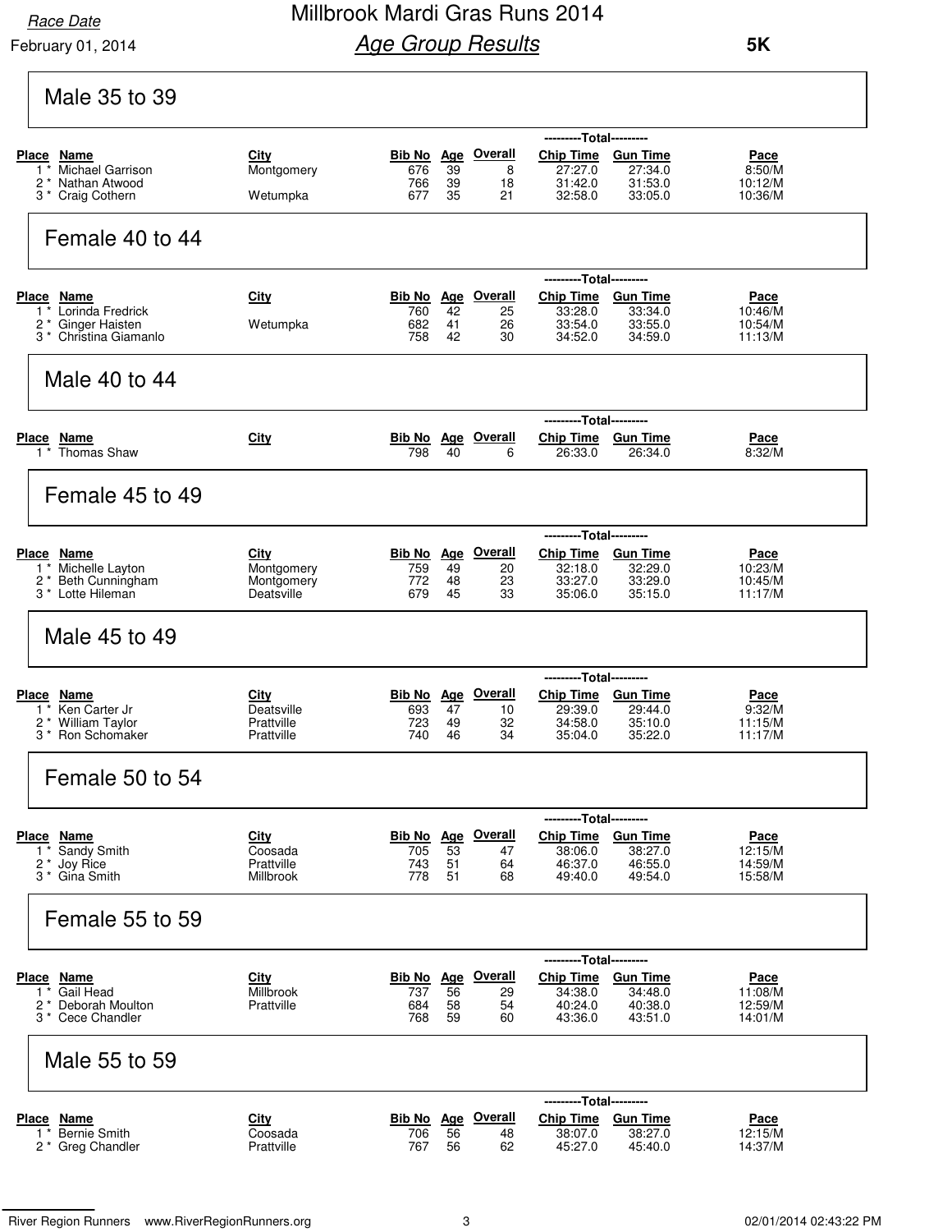Race Date

February 01, 2014

# Millbrook Mardi Gras Runs 2014

## Age Group Results

**5K**

### Male 35 to 39

| Place | Name | City | Bib No | Age | Overall | Chip Time | Gun Time | Pace |
|---|---|---|---|---|---|---|---|---|
| 1 * | Michael Garrison | Montgomery | 676 | 39 | 8 | 27:27.0 | 27:34.0 | 8:50/M |
| 2 * | Nathan Atwood | | 766 | 39 | 18 | 31:42.0 | 31:53.0 | 10:12/M |
| 3 * | Craig Cothern | Wetumpka | 677 | 35 | 21 | 32:58.0 | 33:05.0 | 10:36/M |

### Female 40 to 44

| Place | Name | City | Bib No | Age | Overall | Chip Time | Gun Time | Pace |
|---|---|---|---|---|---|---|---|---|
| 1 * | Lorinda Fredrick | | 760 | 42 | 25 | 33:28.0 | 33:34.0 | 10:46/M |
| 2 * | Ginger Haisten | Wetumpka | 682 | 41 | 26 | 33:54.0 | 33:55.0 | 10:54/M |
| 3 * | Christina Giamanlo | | 758 | 42 | 30 | 34:52.0 | 34:59.0 | 11:13/M |

### Male 40 to 44

| Place | Name | City | Bib No | Age | Overall | Chip Time | Gun Time | Pace |
|---|---|---|---|---|---|---|---|---|
| 1 * | Thomas Shaw | | 798 | 40 | 6 | 26:33.0 | 26:34.0 | 8:32/M |

### Female 45 to 49

| Place | Name | City | Bib No | Age | Overall | Chip Time | Gun Time | Pace |
|---|---|---|---|---|---|---|---|---|
| 1 * | Michelle Layton | Montgomery | 759 | 49 | 20 | 32:18.0 | 32:29.0 | 10:23/M |
| 2 * | Beth Cunningham | Montgomery | 772 | 48 | 23 | 33:27.0 | 33:29.0 | 10:45/M |
| 3 * | Lotte Hileman | Deatsville | 679 | 45 | 33 | 35:06.0 | 35:15.0 | 11:17/M |

### Male 45 to 49

| Place | Name | City | Bib No | Age | Overall | Chip Time | Gun Time | Pace |
|---|---|---|---|---|---|---|---|---|
| 1 * | Ken Carter Jr | Deatsville | 693 | 47 | 10 | 29:39.0 | 29:44.0 | 9:32/M |
| 2 * | William Taylor | Prattville | 723 | 49 | 32 | 34:58.0 | 35:10.0 | 11:15/M |
| 3 * | Ron Schomaker | Prattville | 740 | 46 | 34 | 35:04.0 | 35:22.0 | 11:17/M |

### Female 50 to 54

| Place | Name | City | Bib No | Age | Overall | Chip Time | Gun Time | Pace |
|---|---|---|---|---|---|---|---|---|
| 1 * | Sandy Smith | Coosada | 705 | 53 | 47 | 38:06.0 | 38:27.0 | 12:15/M |
| 2 * | Joy Rice | Prattville | 743 | 51 | 64 | 46:37.0 | 46:55.0 | 14:59/M |
| 3 * | Gina Smith | Millbrook | 778 | 51 | 68 | 49:40.0 | 49:54.0 | 15:58/M |

### Female 55 to 59

| Place | Name | City | Bib No | Age | Overall | Chip Time | Gun Time | Pace |
|---|---|---|---|---|---|---|---|---|
| 1 * | Gail Head | Millbrook | 737 | 56 | 29 | 34:38.0 | 34:48.0 | 11:08/M |
| 2 * | Deborah Moulton | Prattville | 684 | 58 | 54 | 40:24.0 | 40:38.0 | 12:59/M |
| 3 * | Cece Chandler | | 768 | 59 | 60 | 43:36.0 | 43:51.0 | 14:01/M |

### Male 55 to 59

| Place | Name | City | Bib No | Age | Overall | Chip Time | Gun Time | Pace |
|---|---|---|---|---|---|---|---|---|
| 1 * | Bernie Smith | Coosada | 706 | 56 | 48 | 38:07.0 | 38:27.0 | 12:15/M |
| 2 * | Greg Chandler | Prattville | 767 | 56 | 62 | 45:27.0 | 45:40.0 | 14:37/M |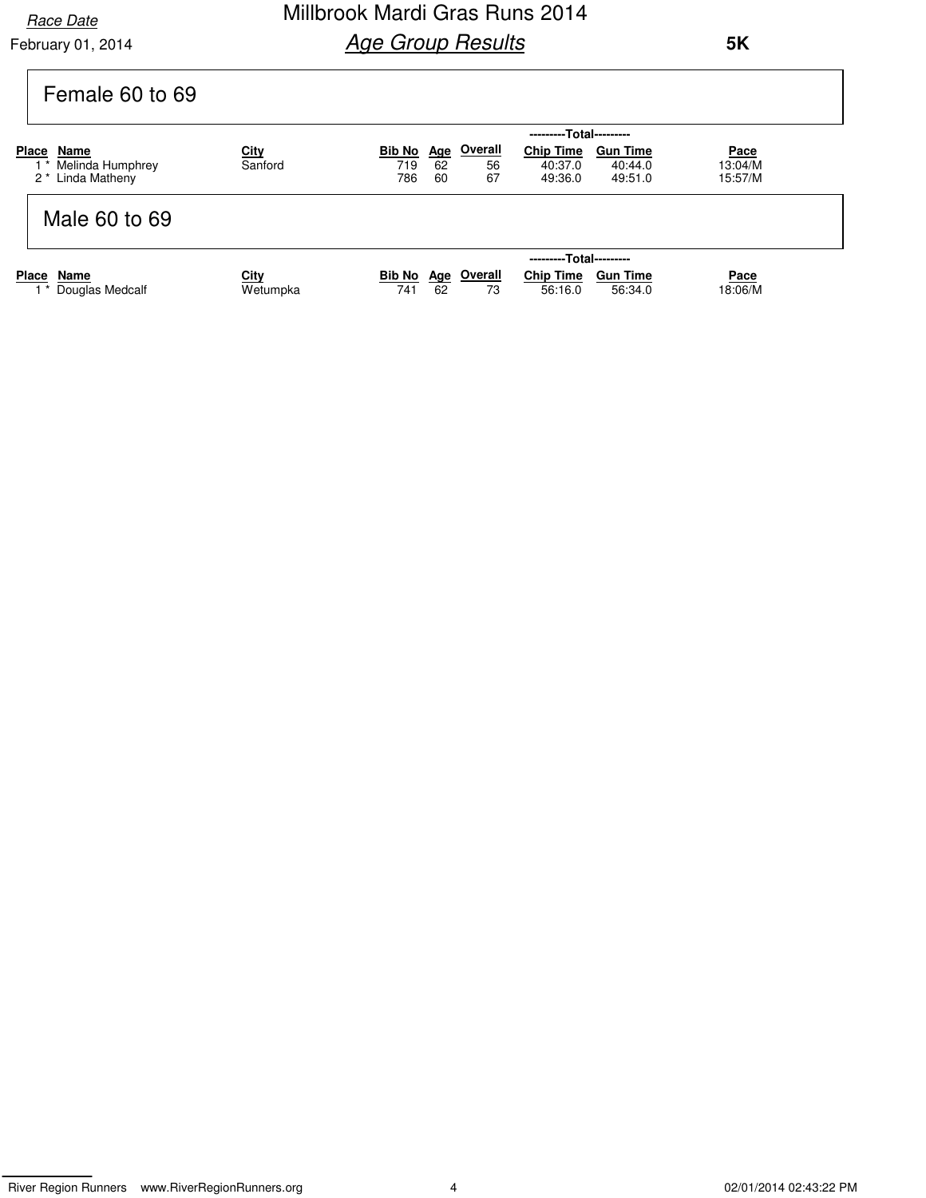# Millbrook Mardi Gras Runs 2014

## *Age Group Results*

*Race Date*
February 01, 2014

**5K**

### Female 60 to 69

| Place | Name | City | Bib No | Age | Overall | Chip Time (Total) | Gun Time (Total) | Pace |
|---|---|---|---|---|---|---|---|---|
| 1 * | Melinda Humphrey | Sanford | 719 | 62 | 56 | 40:37.0 | 40:44.0 | 13:04/M |
| 2 * | Linda Matheny | | 786 | 60 | 67 | 49:36.0 | 49:51.0 | 15:57/M |

### Male 60 to 69

| Place | Name | City | Bib No | Age | Overall | Chip Time (Total) | Gun Time (Total) | Pace |
|---|---|---|---|---|---|---|---|---|
| 1 * | Douglas Medcalf | Wetumpka | 741 | 62 | 73 | 56:16.0 | 56:34.0 | 18:06/M |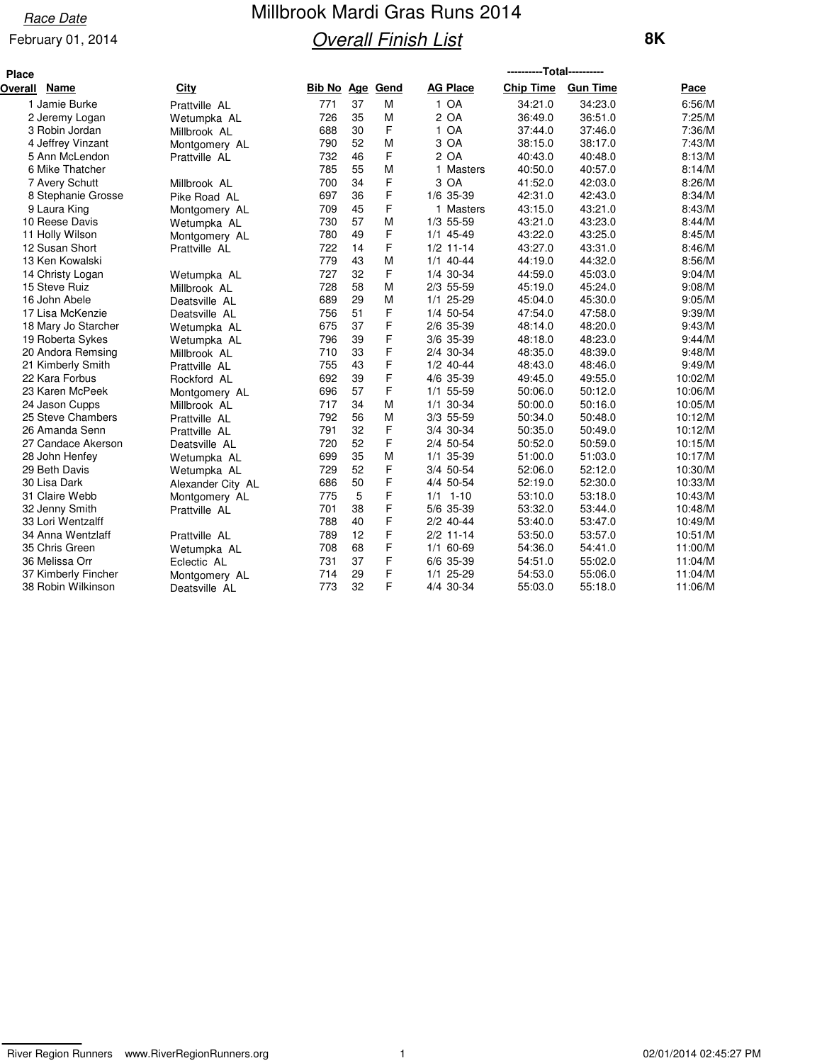Race Date

February 01, 2014

# Millbrook Mardi Gras Runs 2014

## Overall Finish List

**8K**

| Place Overall | Name | City | Bib No | Age | Gend | AG Place | Chip Time | Gun Time | Pace |
|---|---|---|---|---|---|---|---|---|---|
| 1 | Jamie Burke | Prattville AL | 771 | 37 | M | 1 OA | 34:21.0 | 34:23.0 | 6:56/M |
| 2 | Jeremy Logan | Wetumpka AL | 726 | 35 | M | 2 OA | 36:49.0 | 36:51.0 | 7:25/M |
| 3 | Robin Jordan | Millbrook AL | 688 | 30 | F | 1 OA | 37:44.0 | 37:46.0 | 7:36/M |
| 4 | Jeffrey Vinzant | Montgomery AL | 790 | 52 | M | 3 OA | 38:15.0 | 38:17.0 | 7:43/M |
| 5 | Ann McLendon | Prattville AL | 732 | 46 | F | 2 OA | 40:43.0 | 40:48.0 | 8:13/M |
| 6 | Mike Thatcher | | 785 | 55 | M | 1 Masters | 40:50.0 | 40:57.0 | 8:14/M |
| 7 | Avery Schutt | Millbrook AL | 700 | 34 | F | 3 OA | 41:52.0 | 42:03.0 | 8:26/M |
| 8 | Stephanie Grosse | Pike Road AL | 697 | 36 | F | 1/6 35-39 | 42:31.0 | 42:43.0 | 8:34/M |
| 9 | Laura King | Montgomery AL | 709 | 45 | F | 1 Masters | 43:15.0 | 43:21.0 | 8:43/M |
| 10 | Reese Davis | Wetumpka AL | 730 | 57 | M | 1/3 55-59 | 43:21.0 | 43:23.0 | 8:44/M |
| 11 | Holly Wilson | Montgomery AL | 780 | 49 | F | 1/1 45-49 | 43:22.0 | 43:25.0 | 8:45/M |
| 12 | Susan Short | Prattville AL | 722 | 14 | F | 1/2 11-14 | 43:27.0 | 43:31.0 | 8:46/M |
| 13 | Ken Kowalski | | 779 | 43 | M | 1/1 40-44 | 44:19.0 | 44:32.0 | 8:56/M |
| 14 | Christy Logan | Wetumpka AL | 727 | 32 | F | 1/4 30-34 | 44:59.0 | 45:03.0 | 9:04/M |
| 15 | Steve Ruiz | Millbrook AL | 728 | 58 | M | 2/3 55-59 | 45:19.0 | 45:24.0 | 9:08/M |
| 16 | John Abele | Deatsville AL | 689 | 29 | M | 1/1 25-29 | 45:04.0 | 45:30.0 | 9:05/M |
| 17 | Lisa McKenzie | Deatsville AL | 756 | 51 | F | 1/4 50-54 | 47:54.0 | 47:58.0 | 9:39/M |
| 18 | Mary Jo Starcher | Wetumpka AL | 675 | 37 | F | 2/6 35-39 | 48:14.0 | 48:20.0 | 9:43/M |
| 19 | Roberta Sykes | Wetumpka AL | 796 | 39 | F | 3/6 35-39 | 48:18.0 | 48:23.0 | 9:44/M |
| 20 | Andora Remsing | Millbrook AL | 710 | 33 | F | 2/4 30-34 | 48:35.0 | 48:39.0 | 9:48/M |
| 21 | Kimberly Smith | Prattville AL | 755 | 43 | F | 1/2 40-44 | 48:43.0 | 48:46.0 | 9:49/M |
| 22 | Kara Forbus | Rockford AL | 692 | 39 | F | 4/6 35-39 | 49:45.0 | 49:55.0 | 10:02/M |
| 23 | Karen McPeek | Montgomery AL | 696 | 57 | F | 1/1 55-59 | 50:06.0 | 50:12.0 | 10:06/M |
| 24 | Jason Cupps | Millbrook AL | 717 | 34 | M | 1/1 30-34 | 50:00.0 | 50:16.0 | 10:05/M |
| 25 | Steve Chambers | Prattville AL | 792 | 56 | M | 3/3 55-59 | 50:34.0 | 50:48.0 | 10:12/M |
| 26 | Amanda Senn | Prattville AL | 791 | 32 | F | 3/4 30-34 | 50:35.0 | 50:49.0 | 10:12/M |
| 27 | Candace Akerson | Deatsville AL | 720 | 52 | F | 2/4 50-54 | 50:52.0 | 50:59.0 | 10:15/M |
| 28 | John Henfey | Wetumpka AL | 699 | 35 | M | 1/1 35-39 | 51:00.0 | 51:03.0 | 10:17/M |
| 29 | Beth Davis | Wetumpka AL | 729 | 52 | F | 3/4 50-54 | 52:06.0 | 52:12.0 | 10:30/M |
| 30 | Lisa Dark | Alexander City AL | 686 | 50 | F | 4/4 50-54 | 52:19.0 | 52:30.0 | 10:33/M |
| 31 | Claire Webb | Montgomery AL | 775 | 5 | F | 1/1 1-10 | 53:10.0 | 53:18.0 | 10:43/M |
| 32 | Jenny Smith | Prattville AL | 701 | 38 | F | 5/6 35-39 | 53:32.0 | 53:44.0 | 10:48/M |
| 33 | Lori Wentzalff | | 788 | 40 | F | 2/2 40-44 | 53:40.0 | 53:47.0 | 10:49/M |
| 34 | Anna Wentzlaff | Prattville AL | 789 | 12 | F | 2/2 11-14 | 53:50.0 | 53:57.0 | 10:51/M |
| 35 | Chris Green | Wetumpka AL | 708 | 68 | F | 1/1 60-69 | 54:36.0 | 54:41.0 | 11:00/M |
| 36 | Melissa Orr | Eclectic AL | 731 | 37 | F | 6/6 35-39 | 54:51.0 | 55:02.0 | 11:04/M |
| 37 | Kimberly Fincher | Montgomery AL | 714 | 29 | F | 1/1 25-29 | 54:53.0 | 55:06.0 | 11:04/M |
| 38 | Robin Wilkinson | Deatsville AL | 773 | 32 | F | 4/4 30-34 | 55:03.0 | 55:18.0 | 11:06/M |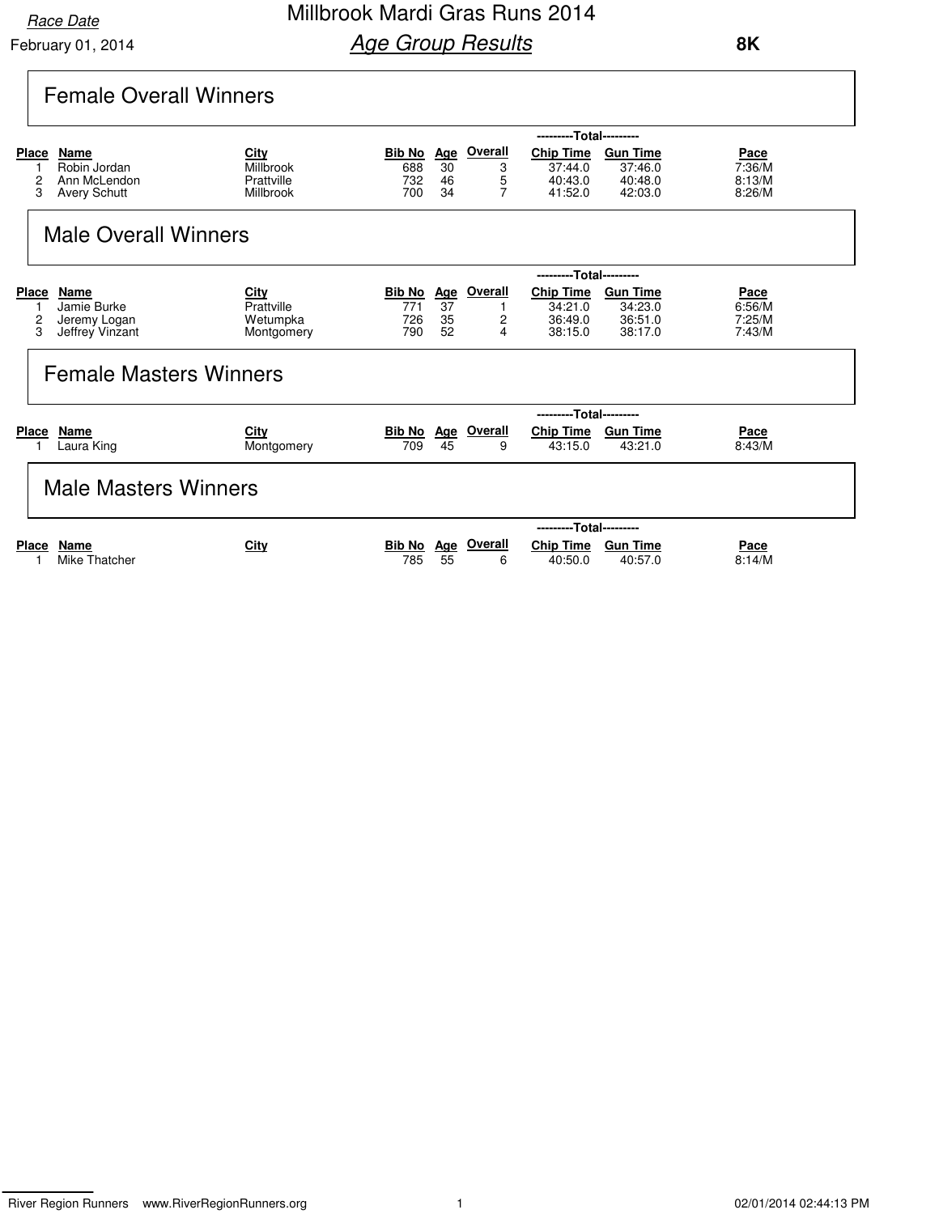Race Date

February 01, 2014

# Millbrook Mardi Gras Runs 2014

## *Age Group Results*

**8K**

### Female Overall Winners

| Place | Name | City | Bib No | Age | Overall | Chip Time | Gun Time | Pace |
|---|---|---|---|---|---|---|---|---|
| 1 | Robin Jordan | Millbrook | 688 | 30 | 3 | 37:44.0 | 37:46.0 | 7:36/M |
| 2 | Ann McLendon | Prattville | 732 | 46 | 5 | 40:43.0 | 40:48.0 | 8:13/M |
| 3 | Avery Schutt | Millbrook | 700 | 34 | 7 | 41:52.0 | 42:03.0 | 8:26/M |

### Male Overall Winners

| Place | Name | City | Bib No | Age | Overall | Chip Time | Gun Time | Pace |
|---|---|---|---|---|---|---|---|---|
| 1 | Jamie Burke | Prattville | 771 | 37 | 1 | 34:21.0 | 34:23.0 | 6:56/M |
| 2 | Jeremy Logan | Wetumpka | 726 | 35 | 2 | 36:49.0 | 36:51.0 | 7:25/M |
| 3 | Jeffrey Vinzant | Montgomery | 790 | 52 | 4 | 38:15.0 | 38:17.0 | 7:43/M |

### Female Masters Winners

| Place | Name | City | Bib No | Age | Overall | Chip Time | Gun Time | Pace |
|---|---|---|---|---|---|---|---|---|
| 1 | Laura King | Montgomery | 709 | 45 | 9 | 43:15.0 | 43:21.0 | 8:43/M |

### Male Masters Winners

| Place | Name | City | Bib No | Age | Overall | Chip Time | Gun Time | Pace |
|---|---|---|---|---|---|---|---|---|
| 1 | Mike Thatcher | | 785 | 55 | 6 | 40:50.0 | 40:57.0 | 8:14/M |

River Region Runners www.RiverRegionRunners.org 02/01/2014 02:44:13 PM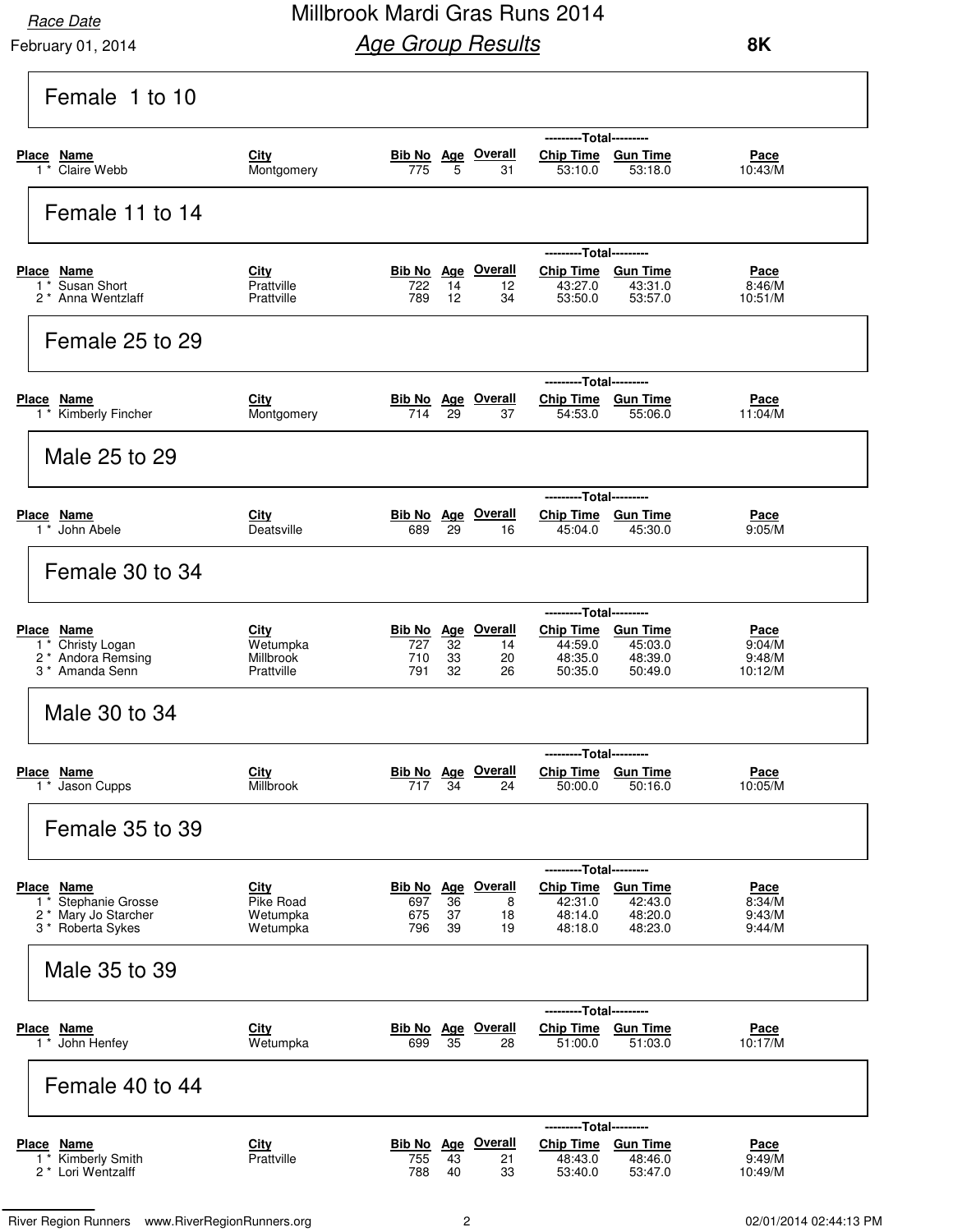Race Date

February 01, 2014

# Millbrook Mardi Gras Runs 2014

## *Age Group Results*

**8K**

### Female 1 to 10

| Place | Name | City | Bib No | Age | Overall | Chip Time | Gun Time | Pace |
|---|---|---|---|---|---|---|---|---|
| 1 * | Claire Webb | Montgomery | 775 | 5 | 31 | 53:10.0 | 53:18.0 | 10:43/M |

### Female 11 to 14

| Place | Name | City | Bib No | Age | Overall | Chip Time | Gun Time | Pace |
|---|---|---|---|---|---|---|---|---|
| 1 * | Susan Short | Prattville | 722 | 14 | 12 | 43:27.0 | 43:31.0 | 8:46/M |
| 2 * | Anna Wentzlaff | Prattville | 789 | 12 | 34 | 53:50.0 | 53:57.0 | 10:51/M |

### Female 25 to 29

| Place | Name | City | Bib No | Age | Overall | Chip Time | Gun Time | Pace |
|---|---|---|---|---|---|---|---|---|
| 1 * | Kimberly Fincher | Montgomery | 714 | 29 | 37 | 54:53.0 | 55:06.0 | 11:04/M |

### Male 25 to 29

| Place | Name | City | Bib No | Age | Overall | Chip Time | Gun Time | Pace |
|---|---|---|---|---|---|---|---|---|
| 1 * | John Abele | Deatsville | 689 | 29 | 16 | 45:04.0 | 45:30.0 | 9:05/M |

### Female 30 to 34

| Place | Name | City | Bib No | Age | Overall | Chip Time | Gun Time | Pace |
|---|---|---|---|---|---|---|---|---|
| 1 * | Christy Logan | Wetumpka | 727 | 32 | 14 | 44:59.0 | 45:03.0 | 9:04/M |
| 2 * | Andora Remsing | Millbrook | 710 | 33 | 20 | 48:35.0 | 48:39.0 | 9:48/M |
| 3 * | Amanda Senn | Prattville | 791 | 32 | 26 | 50:35.0 | 50:49.0 | 10:12/M |

### Male 30 to 34

| Place | Name | City | Bib No | Age | Overall | Chip Time | Gun Time | Pace |
|---|---|---|---|---|---|---|---|---|
| 1 * | Jason Cupps | Millbrook | 717 | 34 | 24 | 50:00.0 | 50:16.0 | 10:05/M |

### Female 35 to 39

| Place | Name | City | Bib No | Age | Overall | Chip Time | Gun Time | Pace |
|---|---|---|---|---|---|---|---|---|
| 1 * | Stephanie Grosse | Pike Road | 697 | 36 | 8 | 42:31.0 | 42:43.0 | 8:34/M |
| 2 * | Mary Jo Starcher | Wetumpka | 675 | 37 | 18 | 48:14.0 | 48:20.0 | 9:43/M |
| 3 * | Roberta Sykes | Wetumpka | 796 | 39 | 19 | 48:18.0 | 48:23.0 | 9:44/M |

### Male 35 to 39

| Place | Name | City | Bib No | Age | Overall | Chip Time | Gun Time | Pace |
|---|---|---|---|---|---|---|---|---|
| 1 * | John Henfey | Wetumpka | 699 | 35 | 28 | 51:00.0 | 51:03.0 | 10:17/M |

### Female 40 to 44

| Place | Name | City | Bib No | Age | Overall | Chip Time | Gun Time | Pace |
|---|---|---|---|---|---|---|---|---|
| 1 * | Kimberly Smith | Prattville | 755 | 43 | 21 | 48:43.0 | 48:46.0 | 9:49/M |
| 2 * | Lori Wentzalff | | 788 | 40 | 33 | 53:40.0 | 53:47.0 | 10:49/M |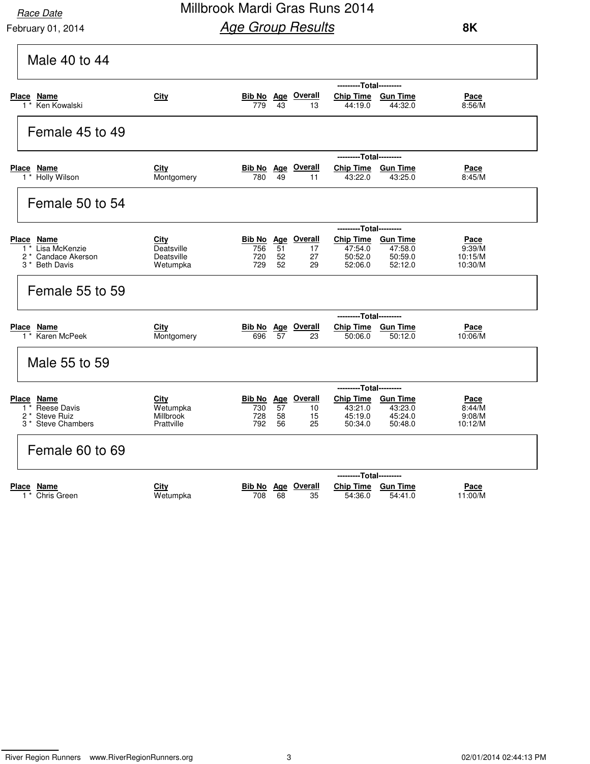Race Date

February 01, 2014

# Millbrook Mardi Gras Runs 2014

## Age Group Results

**8K**

### Male 40 to 44

| Place | Name | City | Bib No | Age | Overall | Chip Time | Gun Time | Pace |
|---|---|---|---|---|---|---|---|---|
| 1 * | Ken Kowalski | | 779 | 43 | 13 | 44:19.0 | 44:32.0 | 8:56/M |

### Female 45 to 49

| Place | Name | City | Bib No | Age | Overall | Chip Time | Gun Time | Pace |
|---|---|---|---|---|---|---|---|---|
| 1 * | Holly Wilson | Montgomery | 780 | 49 | 11 | 43:22.0 | 43:25.0 | 8:45/M |

### Female 50 to 54

| Place | Name | City | Bib No | Age | Overall | Chip Time | Gun Time | Pace |
|---|---|---|---|---|---|---|---|---|
| 1 * | Lisa McKenzie | Deatsville | 756 | 51 | 17 | 47:54.0 | 47:58.0 | 9:39/M |
| 2 * | Candace Akerson | Deatsville | 720 | 52 | 27 | 50:52.0 | 50:59.0 | 10:15/M |
| 3 * | Beth Davis | Wetumpka | 729 | 52 | 29 | 52:06.0 | 52:12.0 | 10:30/M |

### Female 55 to 59

| Place | Name | City | Bib No | Age | Overall | Chip Time | Gun Time | Pace |
|---|---|---|---|---|---|---|---|---|
| 1 * | Karen McPeek | Montgomery | 696 | 57 | 23 | 50:06.0 | 50:12.0 | 10:06/M |

### Male 55 to 59

| Place | Name | City | Bib No | Age | Overall | Chip Time | Gun Time | Pace |
|---|---|---|---|---|---|---|---|---|
| 1 * | Reese Davis | Wetumpka | 730 | 57 | 10 | 43:21.0 | 43:23.0 | 8:44/M |
| 2 * | Steve Ruiz | Millbrook | 728 | 58 | 15 | 45:19.0 | 45:24.0 | 9:08/M |
| 3 * | Steve Chambers | Prattville | 792 | 56 | 25 | 50:34.0 | 50:48.0 | 10:12/M |

### Female 60 to 69

| Place | Name | City | Bib No | Age | Overall | Chip Time | Gun Time | Pace |
|---|---|---|---|---|---|---|---|---|
| 1 * | Chris Green | Wetumpka | 708 | 68 | 35 | 54:36.0 | 54:41.0 | 11:00/M |